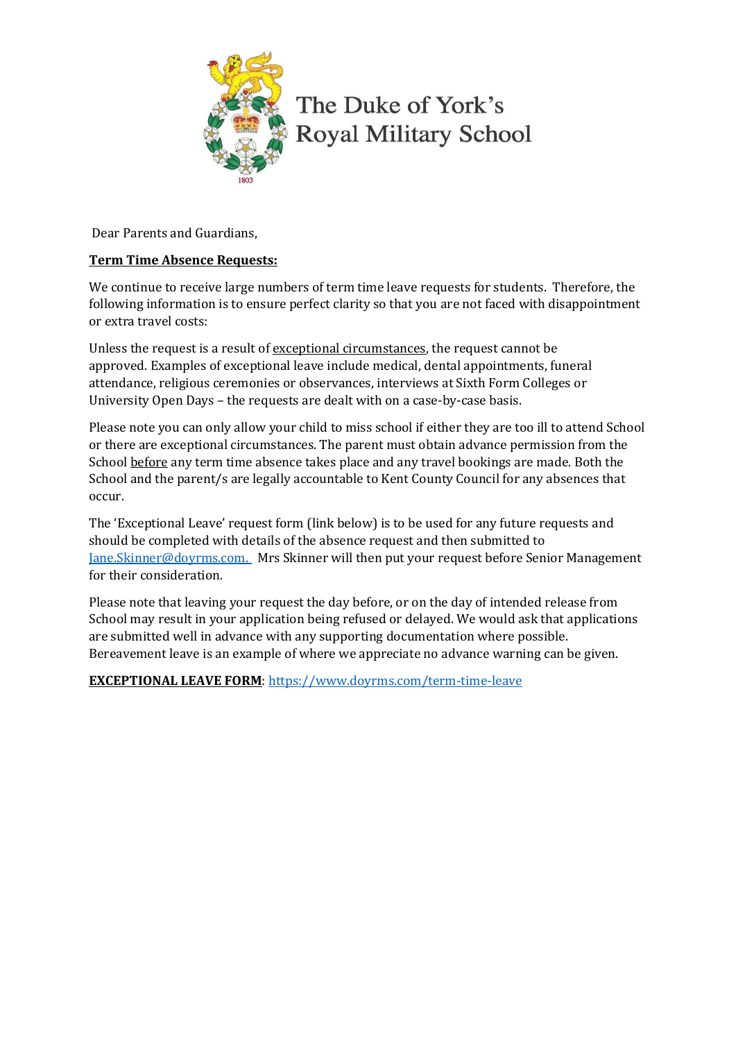The Duke of York's Royal Military School

Dear Parents and Guardians,

**Term Time Absence Requests:**

We continue to receive large numbers of term time leave requests for students. Therefore, the following information is to ensure perfect clarity so that you are not faced with disappointment or extra travel costs:

Unless the request is a result of exceptional circumstances, the request cannot be approved. Examples of exceptional leave include medical, dental appointments, funeral attendance, religious ceremonies or observances, interviews at Sixth Form Colleges or University Open Days – the requests are dealt with on a case-by-case basis.

Please note you can only allow your child to miss school if either they are too ill to attend School or there are exceptional circumstances. The parent must obtain advance permission from the School before any term time absence takes place and any travel bookings are made. Both the School and the parent/s are legally accountable to Kent County Council for any absences that occur.

The 'Exceptional Leave' request form (link below) is to be used for any future requests and should be completed with details of the absence request and then submitted to Jane.Skinner@doyrms.com. Mrs Skinner will then put your request before Senior Management for their consideration.

Please note that leaving your request the day before, or on the day of intended release from School may result in your application being refused or delayed. We would ask that applications are submitted well in advance with any supporting documentation where possible. Bereavement leave is an example of where we appreciate no advance warning can be given.

**EXCEPTIONAL LEAVE FORM**: https://www.doyrms.com/term-time-leave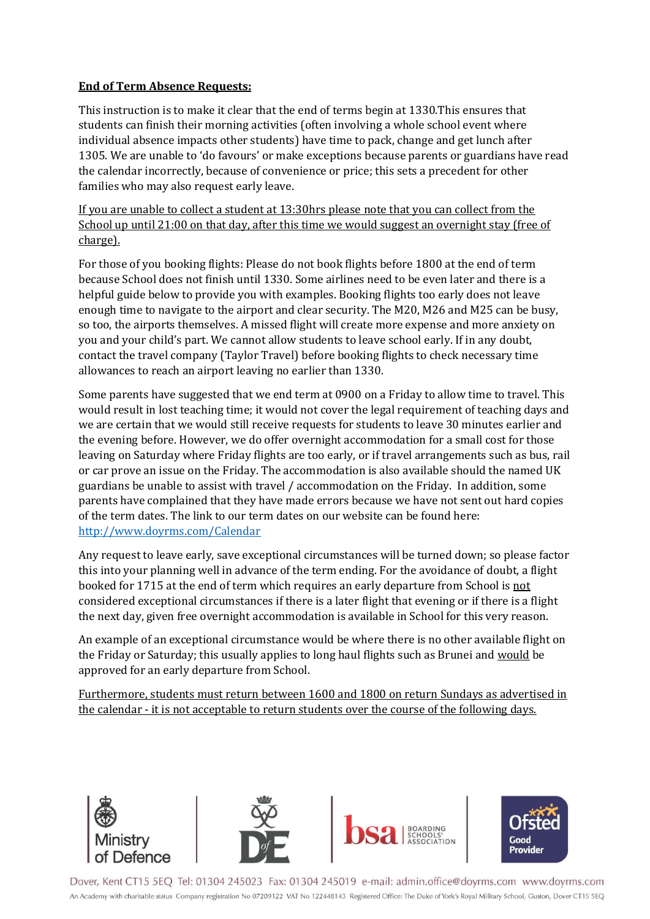**<u>End of Term Absence Requests:</u>**

This instruction is to make it clear that the end of terms begin at 1330.This ensures that students can finish their morning activities (often involving a whole school event where individual absence impacts other students) have time to pack, change and get lunch after 1305. We are unable to 'do favours' or make exceptions because parents or guardians have read the calendar incorrectly, because of convenience or price; this sets a precedent for other families who may also request early leave.

<u>If you are unable to collect a student at 13:30hrs please note that you can collect from the School up until 21:00 on that day, after this time we would suggest an overnight stay (free of charge).</u>

For those of you booking flights: Please do not book flights before 1800 at the end of term because School does not finish until 1330. Some airlines need to be even later and there is a helpful guide below to provide you with examples. Booking flights too early does not leave enough time to navigate to the airport and clear security. The M20, M26 and M25 can be busy, so too, the airports themselves. A missed flight will create more expense and more anxiety on you and your child's part. We cannot allow students to leave school early. If in any doubt, contact the travel company (Taylor Travel) before booking flights to check necessary time allowances to reach an airport leaving no earlier than 1330.

Some parents have suggested that we end term at 0900 on a Friday to allow time to travel. This would result in lost teaching time; it would not cover the legal requirement of teaching days and we are certain that we would still receive requests for students to leave 30 minutes earlier and the evening before. However, we do offer overnight accommodation for a small cost for those leaving on Saturday where Friday flights are too early, or if travel arrangements such as bus, rail or car prove an issue on the Friday. The accommodation is also available should the named UK guardians be unable to assist with travel / accommodation on the Friday. In addition, some parents have complained that they have made errors because we have not sent out hard copies of the term dates. The link to our term dates on our website can be found here: [http://www.doyrms.com/Calendar](http://www.doyrms.com/Calendar)

Any request to leave early, save exceptional circumstances will be turned down; so please factor this into your planning well in advance of the term ending. For the avoidance of doubt, a flight booked for 1715 at the end of term which requires an early departure from School is <u>not</u> considered exceptional circumstances if there is a later flight that evening or if there is a flight the next day, given free overnight accommodation is available in School for this very reason.

An example of an exceptional circumstance would be where there is no other available flight on the Friday or Saturday; this usually applies to long haul flights such as Brunei and <u>would</u> be approved for an early departure from School.

<u>Furthermore, students must return between 1600 and 1800 on return Sundays as advertised in the calendar - it is not acceptable to return students over the course of the following days.</u>

Ministry of Defence | DofE | bsa Boarding Schools' Association | Ofsted Good Provider

Dover, Kent CT15 5EQ Tel: 01304 245023 Fax: 01304 245019 e-mail: admin.office@doyrms.com www.doyrms.com

An Academy with charitable status Company registration No 07209122 VAT No 122448143 Registered Office: The Duke of York's Royal Military School, Guston, Dover CT15 5EQ